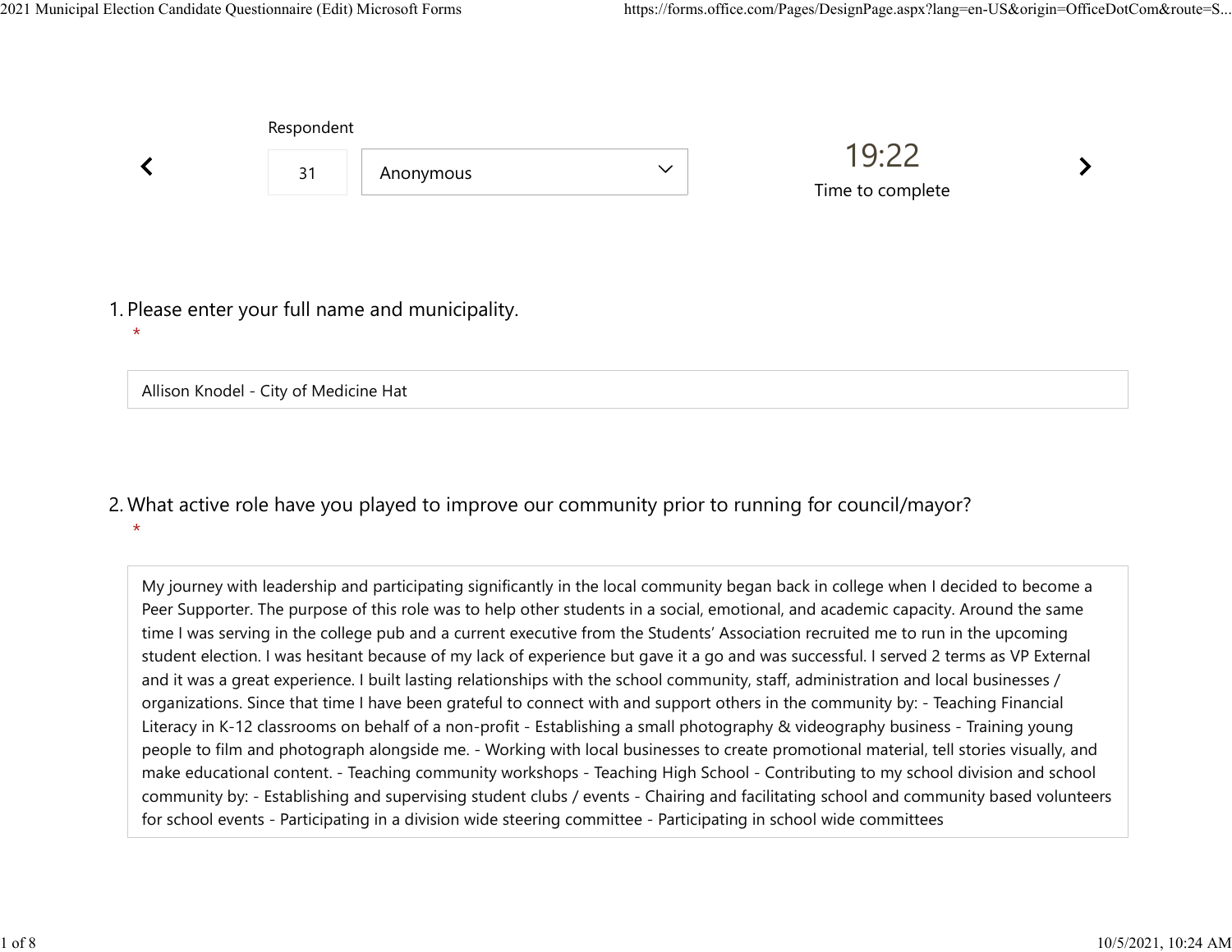Respondent

31 | Anonymous

19:22

Time to complete

1. Please enter your full name and municipality.
*

Allison Knodel - City of Medicine Hat

2. What active role have you played to improve our community prior to running for council/mayor?
*

My journey with leadership and participating significantly in the local community began back in college when I decided to become a Peer Supporter. The purpose of this role was to help other students in a social, emotional, and academic capacity. Around the same time I was serving in the college pub and a current executive from the Students' Association recruited me to run in the upcoming student election. I was hesitant because of my lack of experience but gave it a go and was successful. I served 2 terms as VP External and it was a great experience. I built lasting relationships with the school community, staff, administration and local businesses / organizations. Since that time I have been grateful to connect with and support others in the community by: - Teaching Financial Literacy in K-12 classrooms on behalf of a non-profit - Establishing a small photography & videography business - Training young people to film and photograph alongside me. - Working with local businesses to create promotional material, tell stories visually, and make educational content. - Teaching community workshops - Teaching High School - Contributing to my school division and school community by: - Establishing and supervising student clubs / events - Chairing and facilitating school and community based volunteers for school events - Participating in a division wide steering committee - Participating in school wide committees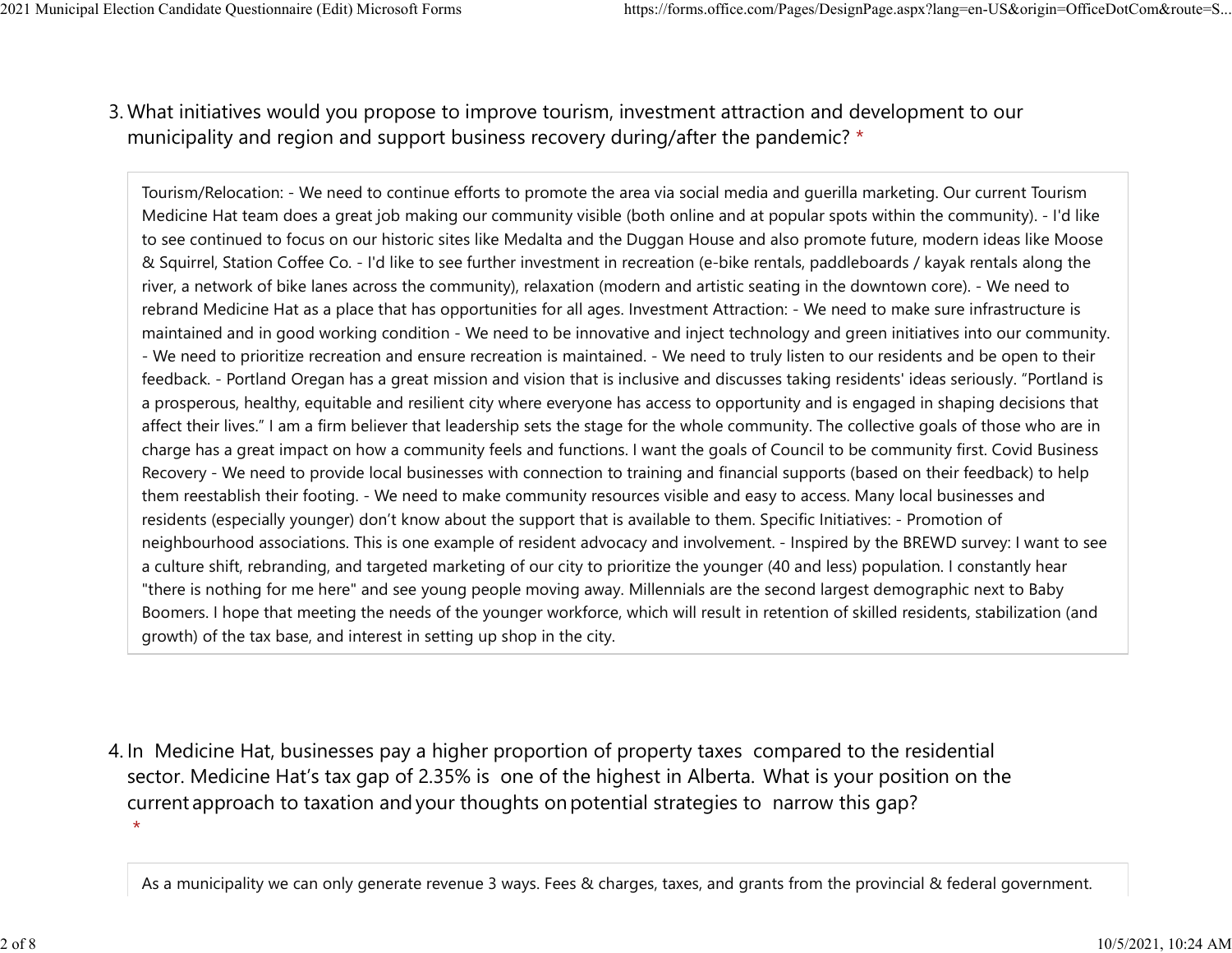3. What initiatives would you propose to improve tourism, investment attraction and development to our municipality and region and support business recovery during/after the pandemic? *

Tourism/Relocation: - We need to continue efforts to promote the area via social media and guerilla marketing. Our current Tourism Medicine Hat team does a great job making our community visible (both online and at popular spots within the community). - I'd like to see continued to focus on our historic sites like Medalta and the Duggan House and also promote future, modern ideas like Moose & Squirrel, Station Coffee Co. - I'd like to see further investment in recreation (e-bike rentals, paddleboards / kayak rentals along the river, a network of bike lanes across the community), relaxation (modern and artistic seating in the downtown core). - We need to rebrand Medicine Hat as a place that has opportunities for all ages. Investment Attraction: - We need to make sure infrastructure is maintained and in good working condition - We need to be innovative and inject technology and green initiatives into our community. - We need to prioritize recreation and ensure recreation is maintained. - We need to truly listen to our residents and be open to their feedback. - Portland Oregan has a great mission and vision that is inclusive and discusses taking residents' ideas seriously. "Portland is a prosperous, healthy, equitable and resilient city where everyone has access to opportunity and is engaged in shaping decisions that affect their lives." I am a firm believer that leadership sets the stage for the whole community. The collective goals of those who are in charge has a great impact on how a community feels and functions. I want the goals of Council to be community first. Covid Business Recovery - We need to provide local businesses with connection to training and financial supports (based on their feedback) to help them reestablish their footing. - We need to make community resources visible and easy to access. Many local businesses and residents (especially younger) don't know about the support that is available to them. Specific Initiatives: - Promotion of neighbourhood associations. This is one example of resident advocacy and involvement. - Inspired by the BREWD survey: I want to see a culture shift, rebranding, and targeted marketing of our city to prioritize the younger (40 and less) population. I constantly hear "there is nothing for me here" and see young people moving away. Millennials are the second largest demographic next to Baby Boomers. I hope that meeting the needs of the younger workforce, which will result in retention of skilled residents, stabilization (and growth) of the tax base, and interest in setting up shop in the city.

4. In Medicine Hat, businesses pay a higher proportion of property taxes compared to the residential sector. Medicine Hat's tax gap of 2.35% is one of the highest in Alberta. What is your position on the current approach to taxation and your thoughts on potential strategies to narrow this gap? *

As a municipality we can only generate revenue 3 ways. Fees & charges, taxes, and grants from the provincial & federal government.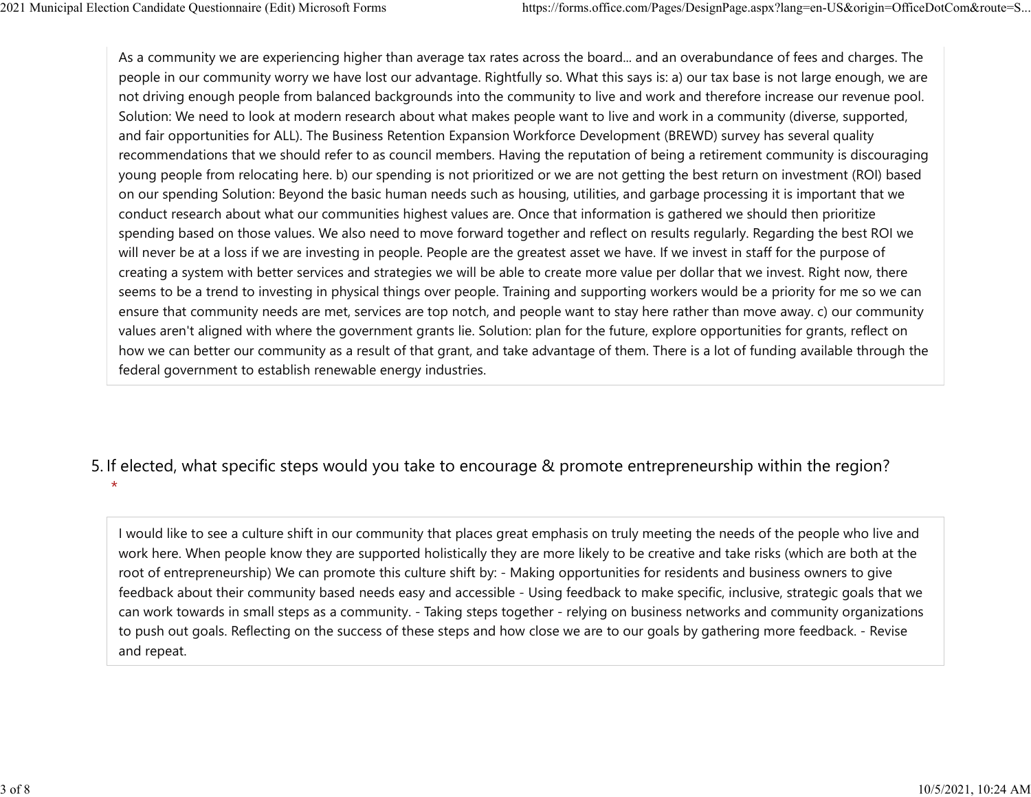As a community we are experiencing higher than average tax rates across the board... and an overabundance of fees and charges. The people in our community worry we have lost our advantage. Rightfully so. What this says is: a) our tax base is not large enough, we are not driving enough people from balanced backgrounds into the community to live and work and therefore increase our revenue pool. Solution: We need to look at modern research about what makes people want to live and work in a community (diverse, supported, and fair opportunities for ALL). The Business Retention Expansion Workforce Development (BREWD) survey has several quality recommendations that we should refer to as council members. Having the reputation of being a retirement community is discouraging young people from relocating here. b) our spending is not prioritized or we are not getting the best return on investment (ROI) based on our spending Solution: Beyond the basic human needs such as housing, utilities, and garbage processing it is important that we conduct research about what our communities highest values are. Once that information is gathered we should then prioritize spending based on those values. We also need to move forward together and reflect on results regularly. Regarding the best ROI we will never be at a loss if we are investing in people. People are the greatest asset we have. If we invest in staff for the purpose of creating a system with better services and strategies we will be able to create more value per dollar that we invest. Right now, there seems to be a trend to investing in physical things over people. Training and supporting workers would be a priority for me so we can ensure that community needs are met, services are top notch, and people want to stay here rather than move away. c) our community values aren't aligned with where the government grants lie. Solution: plan for the future, explore opportunities for grants, reflect on how we can better our community as a result of that grant, and take advantage of them. There is a lot of funding available through the federal government to establish renewable energy industries.

5. If elected, what specific steps would you take to encourage & promote entrepreneurship within the region? *

I would like to see a culture shift in our community that places great emphasis on truly meeting the needs of the people who live and work here. When people know they are supported holistically they are more likely to be creative and take risks (which are both at the root of entrepreneurship) We can promote this culture shift by: - Making opportunities for residents and business owners to give feedback about their community based needs easy and accessible - Using feedback to make specific, inclusive, strategic goals that we can work towards in small steps as a community. - Taking steps together - relying on business networks and community organizations to push out goals. Reflecting on the success of these steps and how close we are to our goals by gathering more feedback. - Revise and repeat.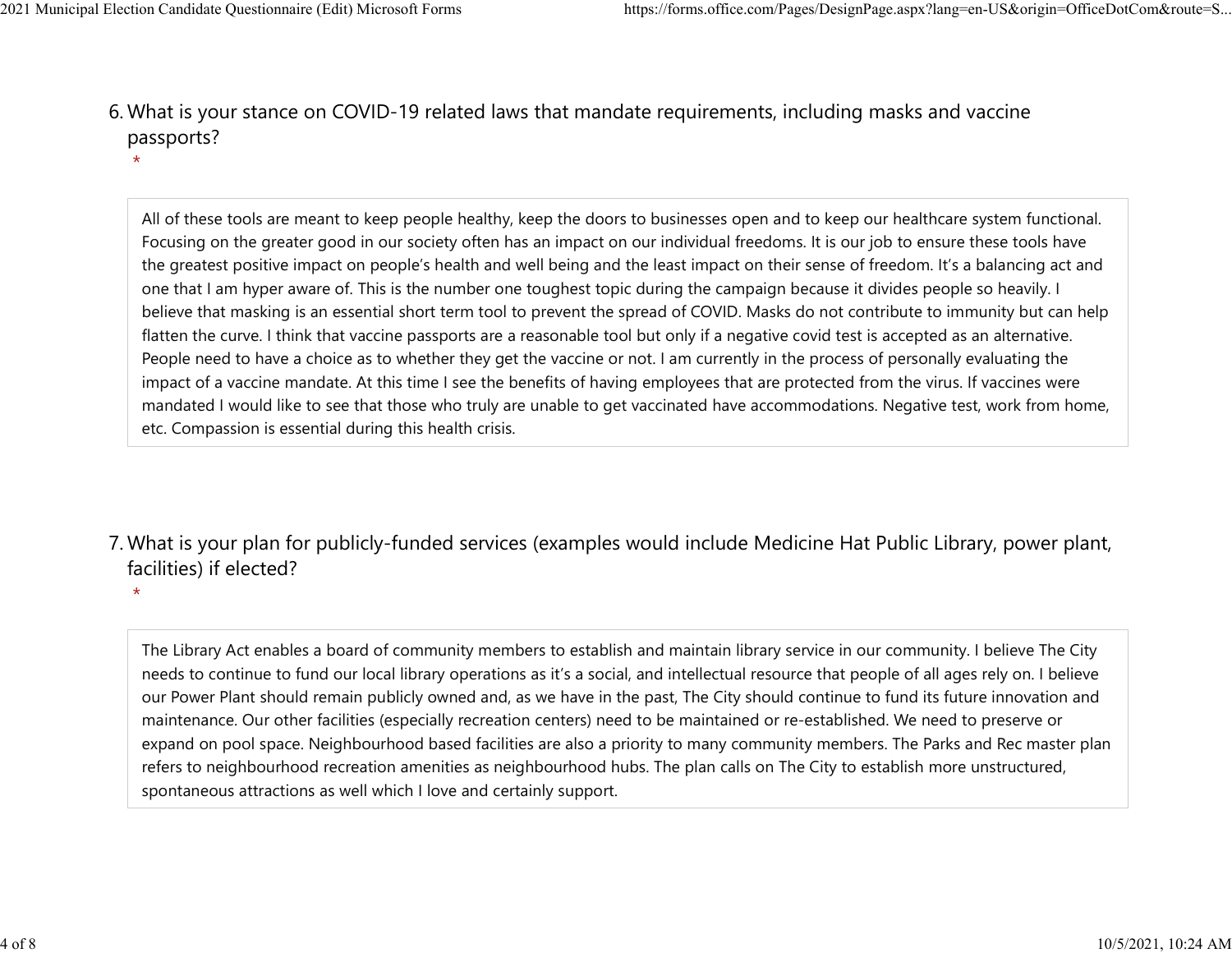6. What is your stance on COVID-19 related laws that mandate requirements, including masks and vaccine passports?
 *

All of these tools are meant to keep people healthy, keep the doors to businesses open and to keep our healthcare system functional. Focusing on the greater good in our society often has an impact on our individual freedoms. It is our job to ensure these tools have the greatest positive impact on people's health and well being and the least impact on their sense of freedom. It's a balancing act and one that I am hyper aware of. This is the number one toughest topic during the campaign because it divides people so heavily. I believe that masking is an essential short term tool to prevent the spread of COVID. Masks do not contribute to immunity but can help flatten the curve. I think that vaccine passports are a reasonable tool but only if a negative covid test is accepted as an alternative. People need to have a choice as to whether they get the vaccine or not. I am currently in the process of personally evaluating the impact of a vaccine mandate. At this time I see the benefits of having employees that are protected from the virus. If vaccines were mandated I would like to see that those who truly are unable to get vaccinated have accommodations. Negative test, work from home, etc. Compassion is essential during this health crisis.

7. What is your plan for publicly-funded services (examples would include Medicine Hat Public Library, power plant, facilities) if elected?
 *

The Library Act enables a board of community members to establish and maintain library service in our community. I believe The City needs to continue to fund our local library operations as it's a social, and intellectual resource that people of all ages rely on. I believe our Power Plant should remain publicly owned and, as we have in the past, The City should continue to fund its future innovation and maintenance. Our other facilities (especially recreation centers) need to be maintained or re-established. We need to preserve or expand on pool space. Neighbourhood based facilities are also a priority to many community members. The Parks and Rec master plan refers to neighbourhood recreation amenities as neighbourhood hubs. The plan calls on The City to establish more unstructured, spontaneous attractions as well which I love and certainly support.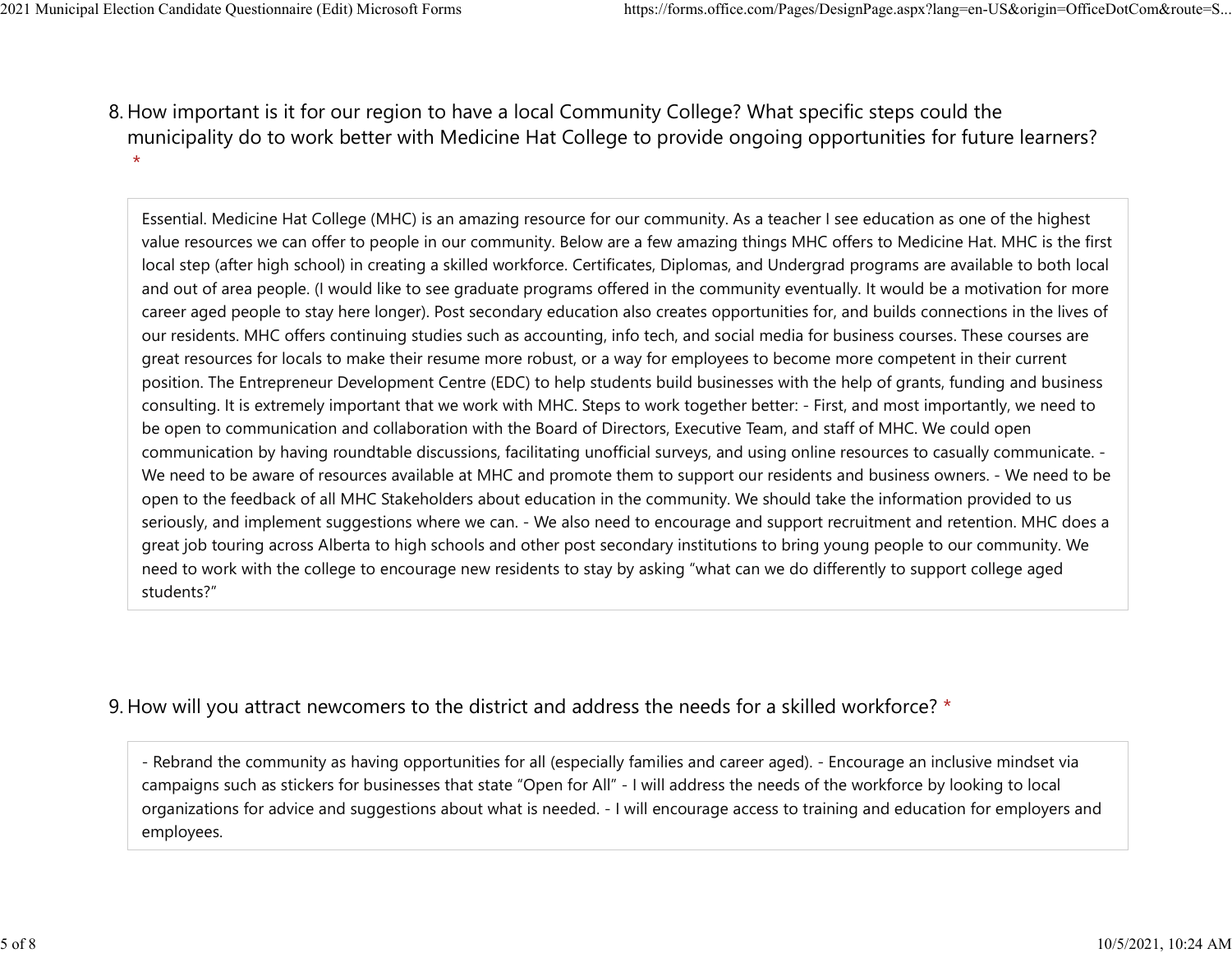8. How important is it for our region to have a local Community College? What specific steps could the municipality do to work better with Medicine Hat College to provide ongoing opportunities for future learners? *

Essential. Medicine Hat College (MHC) is an amazing resource for our community. As a teacher I see education as one of the highest value resources we can offer to people in our community. Below are a few amazing things MHC offers to Medicine Hat. MHC is the first local step (after high school) in creating a skilled workforce. Certificates, Diplomas, and Undergrad programs are available to both local and out of area people. (I would like to see graduate programs offered in the community eventually. It would be a motivation for more career aged people to stay here longer). Post secondary education also creates opportunities for, and builds connections in the lives of our residents. MHC offers continuing studies such as accounting, info tech, and social media for business courses. These courses are great resources for locals to make their resume more robust, or a way for employees to become more competent in their current position. The Entrepreneur Development Centre (EDC) to help students build businesses with the help of grants, funding and business consulting. It is extremely important that we work with MHC. Steps to work together better: - First, and most importantly, we need to be open to communication and collaboration with the Board of Directors, Executive Team, and staff of MHC. We could open communication by having roundtable discussions, facilitating unofficial surveys, and using online resources to casually communicate. - We need to be aware of resources available at MHC and promote them to support our residents and business owners. - We need to be open to the feedback of all MHC Stakeholders about education in the community. We should take the information provided to us seriously, and implement suggestions where we can. - We also need to encourage and support recruitment and retention. MHC does a great job touring across Alberta to high schools and other post secondary institutions to bring young people to our community. We need to work with the college to encourage new residents to stay by asking "what can we do differently to support college aged students?"

9. How will you attract newcomers to the district and address the needs for a skilled workforce? *

- Rebrand the community as having opportunities for all (especially families and career aged). - Encourage an inclusive mindset via campaigns such as stickers for businesses that state "Open for All" - I will address the needs of the workforce by looking to local organizations for advice and suggestions about what is needed. - I will encourage access to training and education for employers and employees.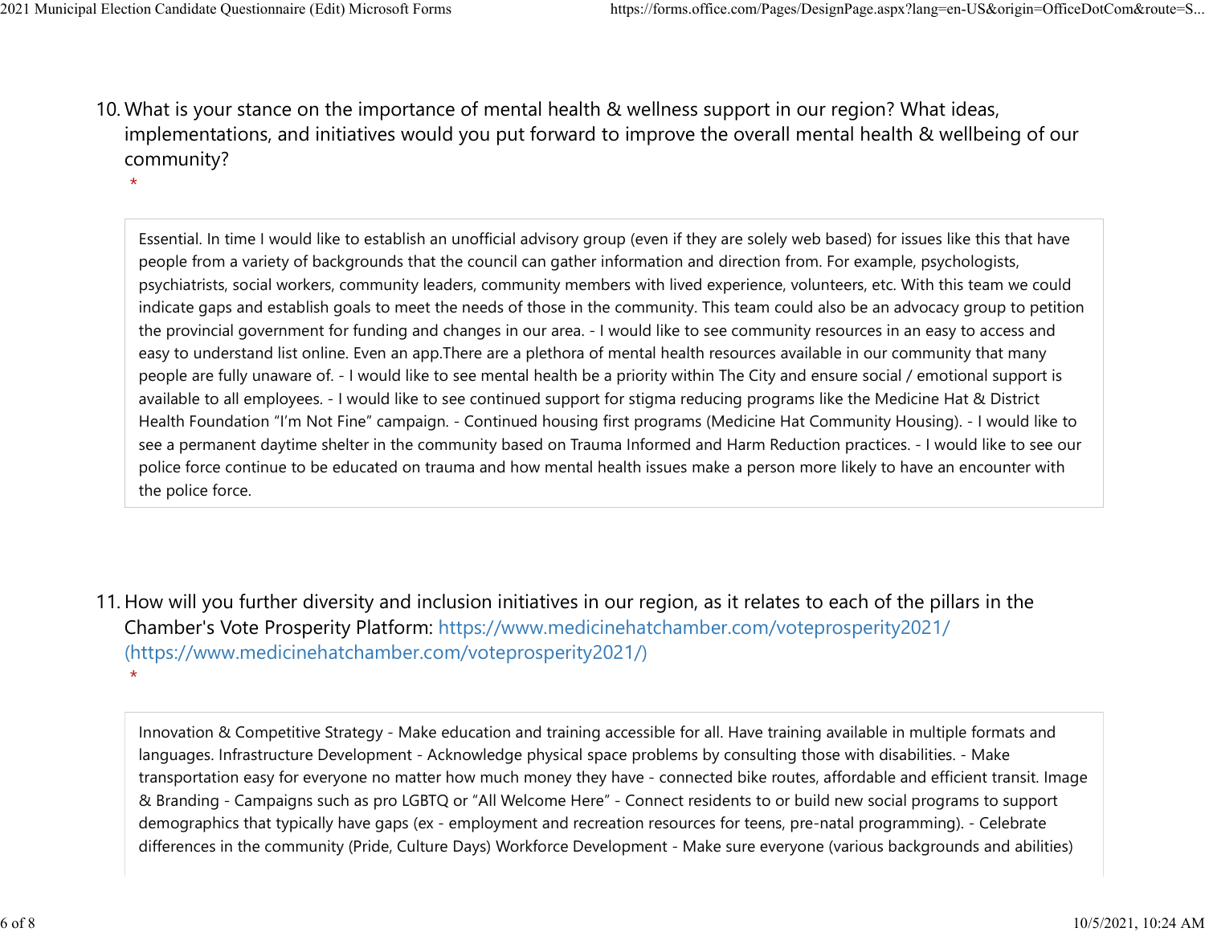10. What is your stance on the importance of mental health & wellness support in our region? What ideas, implementations, and initiatives would you put forward to improve the overall mental health & wellbeing of our community?
 *

Essential. In time I would like to establish an unofficial advisory group (even if they are solely web based) for issues like this that have people from a variety of backgrounds that the council can gather information and direction from. For example, psychologists, psychiatrists, social workers, community leaders, community members with lived experience, volunteers, etc. With this team we could indicate gaps and establish goals to meet the needs of those in the community. This team could also be an advocacy group to petition the provincial government for funding and changes in our area. - I would like to see community resources in an easy to access and easy to understand list online. Even an app.There are a plethora of mental health resources available in our community that many people are fully unaware of. - I would like to see mental health be a priority within The City and ensure social / emotional support is available to all employees. - I would like to see continued support for stigma reducing programs like the Medicine Hat & District Health Foundation "I'm Not Fine" campaign. - Continued housing first programs (Medicine Hat Community Housing). - I would like to see a permanent daytime shelter in the community based on Trauma Informed and Harm Reduction practices. - I would like to see our police force continue to be educated on trauma and how mental health issues make a person more likely to have an encounter with the police force.

11. How will you further diversity and inclusion initiatives in our region, as it relates to each of the pillars in the Chamber's Vote Prosperity Platform: https://www.medicinehatchamber.com/voteprosperity2021/ (https://www.medicinehatchamber.com/voteprosperity2021/)
 *

Innovation & Competitive Strategy - Make education and training accessible for all. Have training available in multiple formats and languages. Infrastructure Development - Acknowledge physical space problems by consulting those with disabilities. - Make transportation easy for everyone no matter how much money they have - connected bike routes, affordable and efficient transit. Image & Branding - Campaigns such as pro LGBTQ or "All Welcome Here" - Connect residents to or build new social programs to support demographics that typically have gaps (ex - employment and recreation resources for teens, pre-natal programming). - Celebrate differences in the community (Pride, Culture Days) Workforce Development - Make sure everyone (various backgrounds and abilities)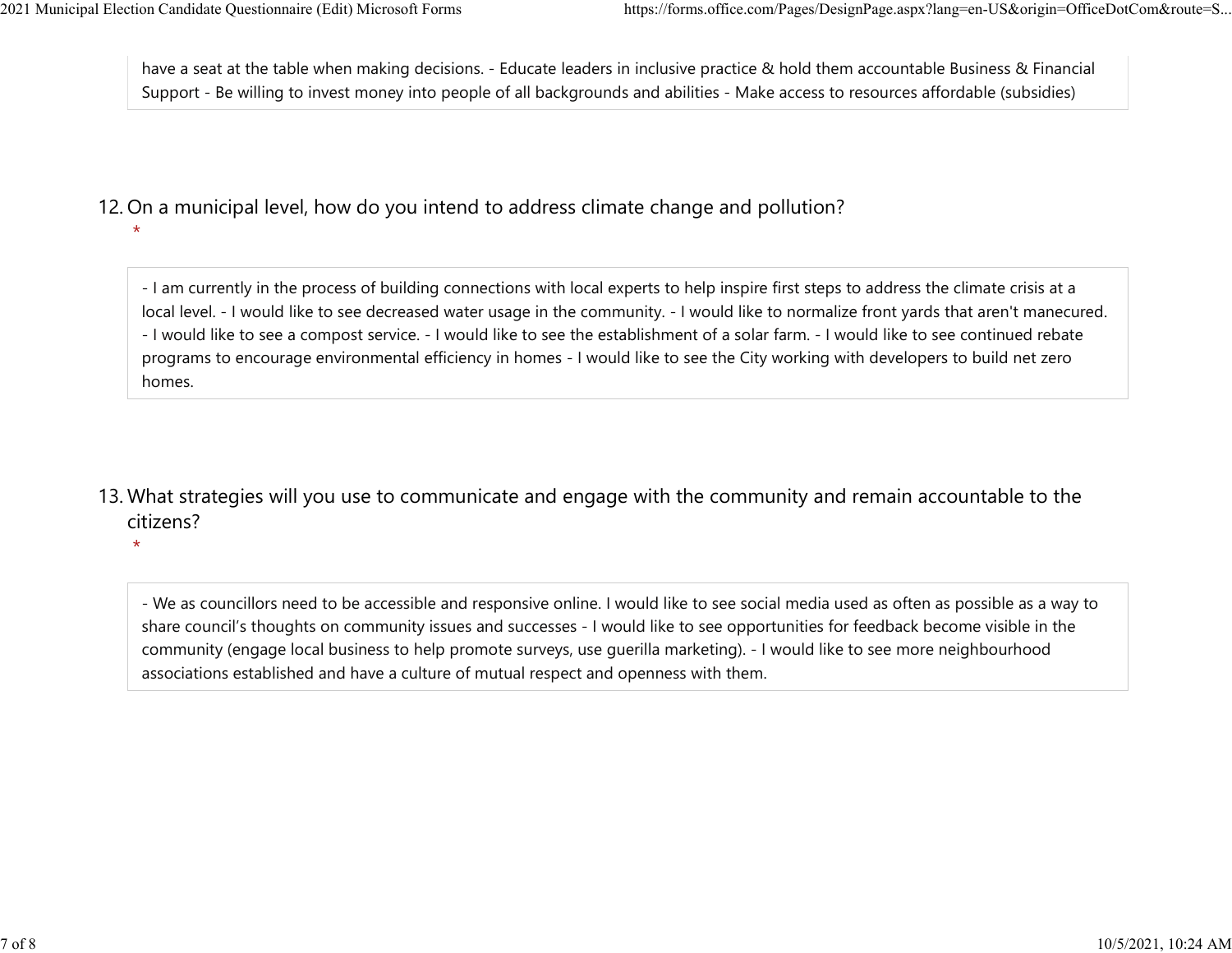have a seat at the table when making decisions. - Educate leaders in inclusive practice & hold them accountable Business & Financial Support - Be willing to invest money into people of all backgrounds and abilities - Make access to resources affordable (subsidies)

12. On a municipal level, how do you intend to address climate change and pollution?
 *

- I am currently in the process of building connections with local experts to help inspire first steps to address the climate crisis at a local level. - I would like to see decreased water usage in the community. - I would like to normalize front yards that aren't manecured. - I would like to see a compost service. - I would like to see the establishment of a solar farm. - I would like to see continued rebate programs to encourage environmental efficiency in homes - I would like to see the City working with developers to build net zero homes.

13. What strategies will you use to communicate and engage with the community and remain accountable to the citizens?
 *

- We as councillors need to be accessible and responsive online. I would like to see social media used as often as possible as a way to share council's thoughts on community issues and successes - I would like to see opportunities for feedback become visible in the community (engage local business to help promote surveys, use guerilla marketing). - I would like to see more neighbourhood associations established and have a culture of mutual respect and openness with them.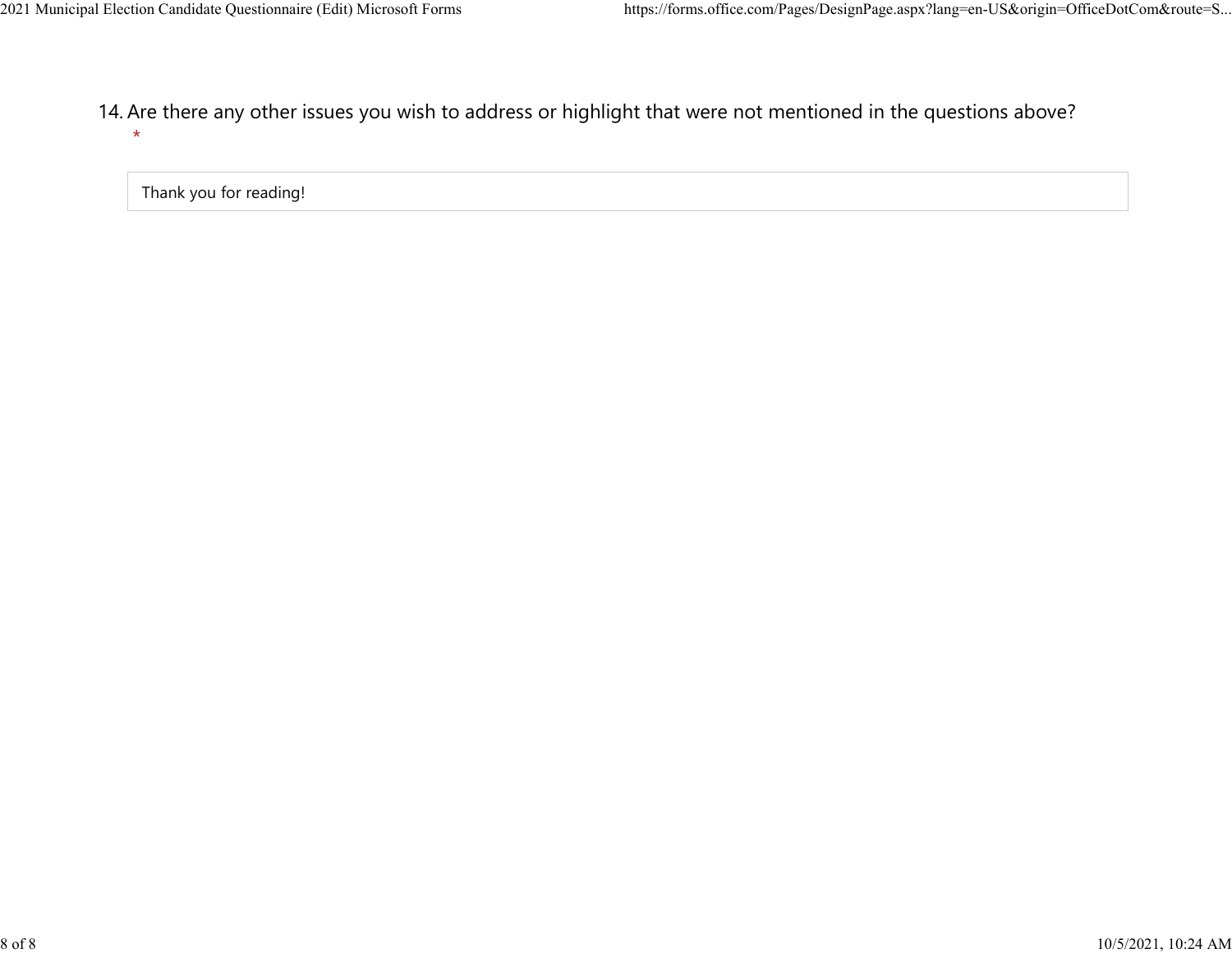14. Are there any other issues you wish to address or highlight that were not mentioned in the questions above?
*

Thank you for reading!